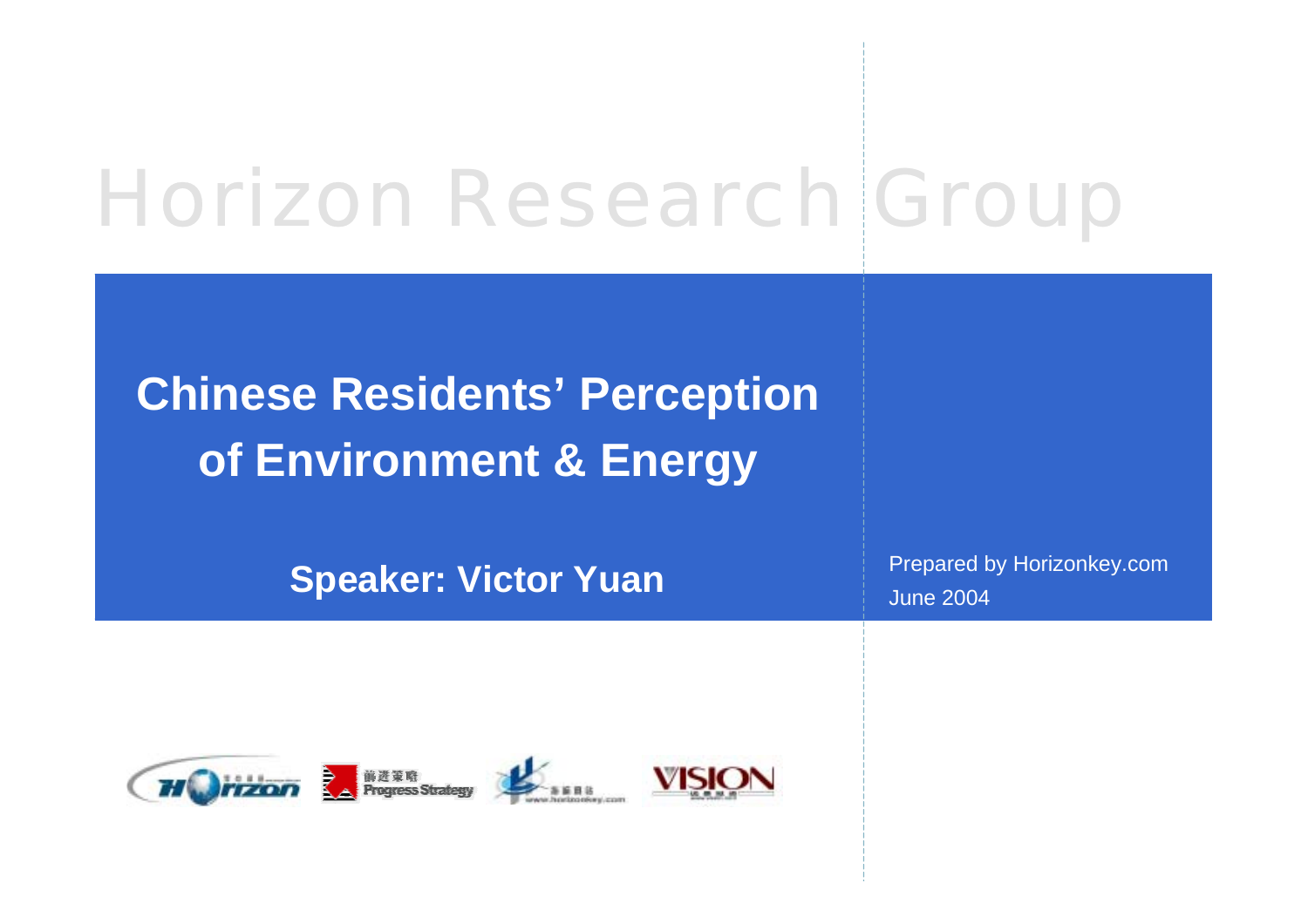Horizon Research Group

# Chinese Residents' Perception of Environment & Energy

**Speaker: Victor Yuan**

Prepared by Horizonkey.com
June 2004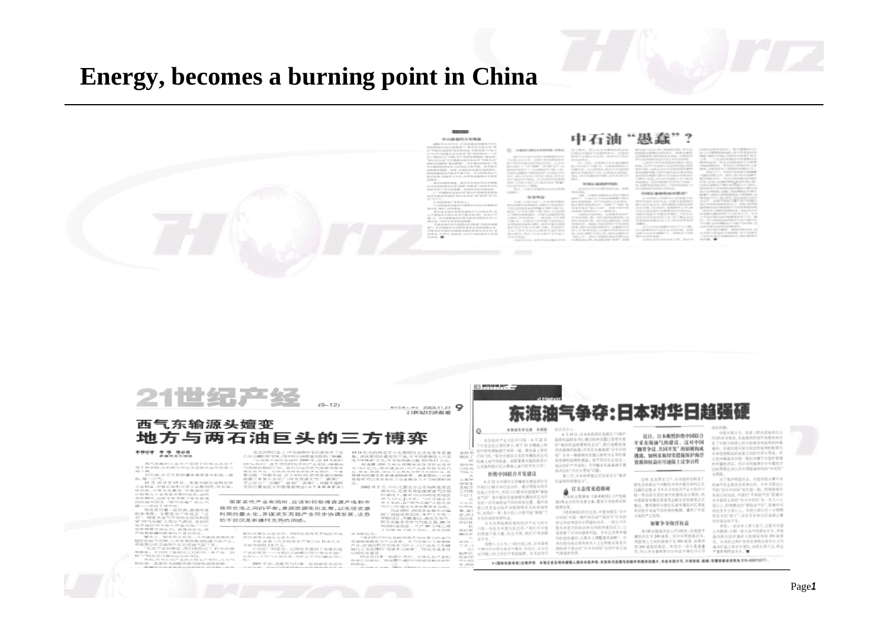# Energy, becomes a burning point in China

中石油"愚蠢"?

21世纪产经

西气东输源头嬗变
地方与两石油巨头的三方博弈

国家在作产业布局时，应该如何取得资源产地和市场所在地之间的平衡，兼顾资源地的发展，以实现资源利用的最大化，并谋求东西部产业同步协调发展，这恐怕不仅仅是新疆所无法回避的。

东海油气争夺：日本对华日趋强硬

近日，日本断然拒绝中国联合开采东海油气的建议，这对中国"搁置争议，共同开发"的原则构成挑战，如何采取切实措施维护海洋资源利益正尽快提上议事日程

拒绝中国联合开发建议

官方态度更趋强硬

加紧争夺海洋权益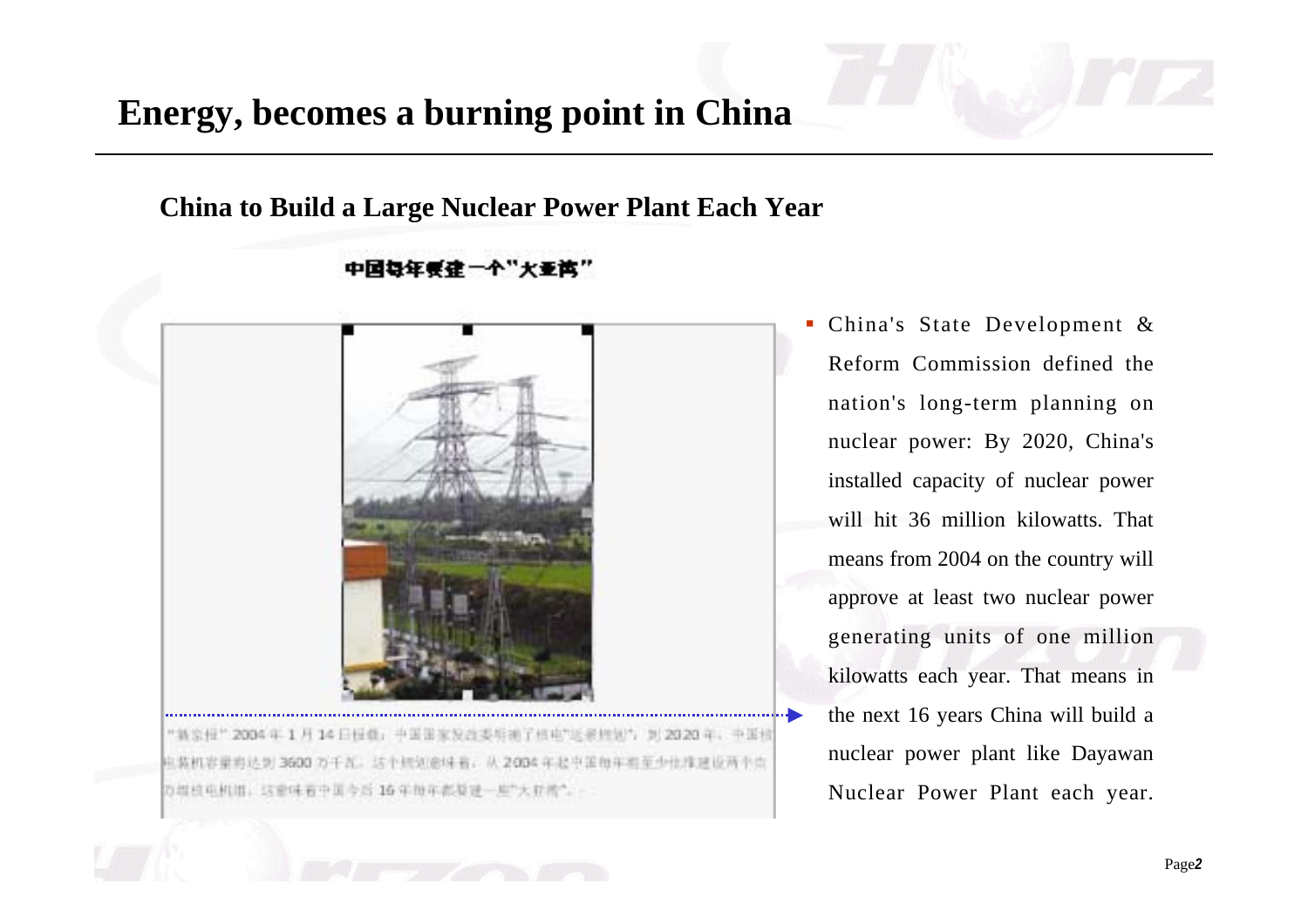# Energy, becomes a burning point in China

## China to Build a Large Nuclear Power Plant Each Year

中国每年要建一个"大亚湾"

"新京报" 2004 年 1 月 14 日报道：中国国家发改委明确了核电"近期规划"，到 2020 年，中国核电装机容量将达到 3600 万千瓦。这个规划意味着，从 2004 年起中国每年将至少批准建设两个百万级核电机组，这意味着中国今后 16 年每年都要建一座"大亚湾"。

- China's State Development & Reform Commission defined the nation's long-term planning on nuclear power: By 2020, China's installed capacity of nuclear power will hit 36 million kilowatts. That means from 2004 on the country will approve at least two nuclear power generating units of one million kilowatts each year. That means in the next 16 years China will build a nuclear power plant like Dayawan Nuclear Power Plant each year.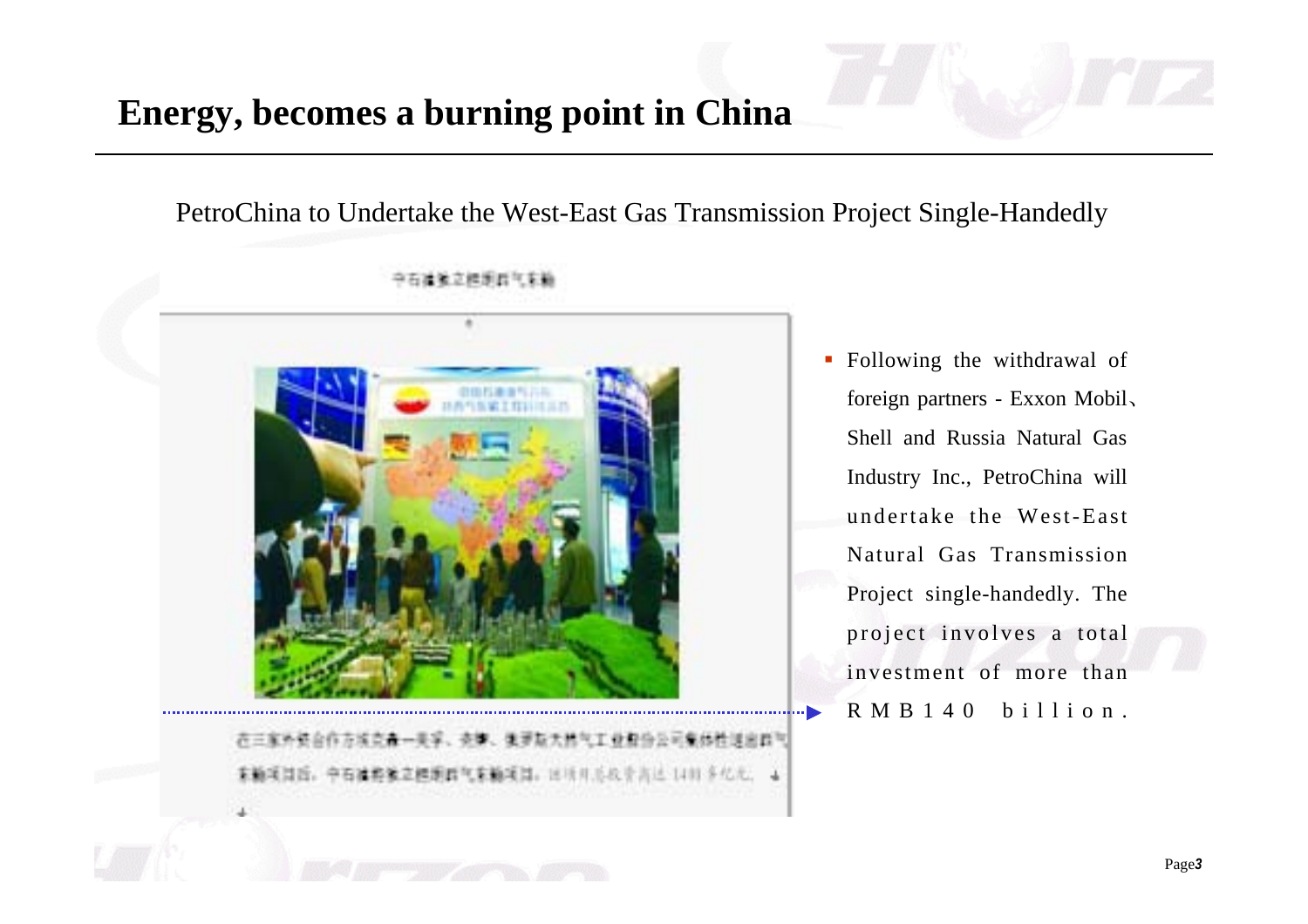# Energy, becomes a burning point in China

PetroChina to Undertake the West-East Gas Transmission Project Single-Handedly

- Following the withdrawal of foreign partners - Exxon Mobil、Shell and Russia Natural Gas Industry Inc., PetroChina will undertake the West-East Natural Gas Transmission Project single-handedly. The project involves a total investment of more than RMB140 billion.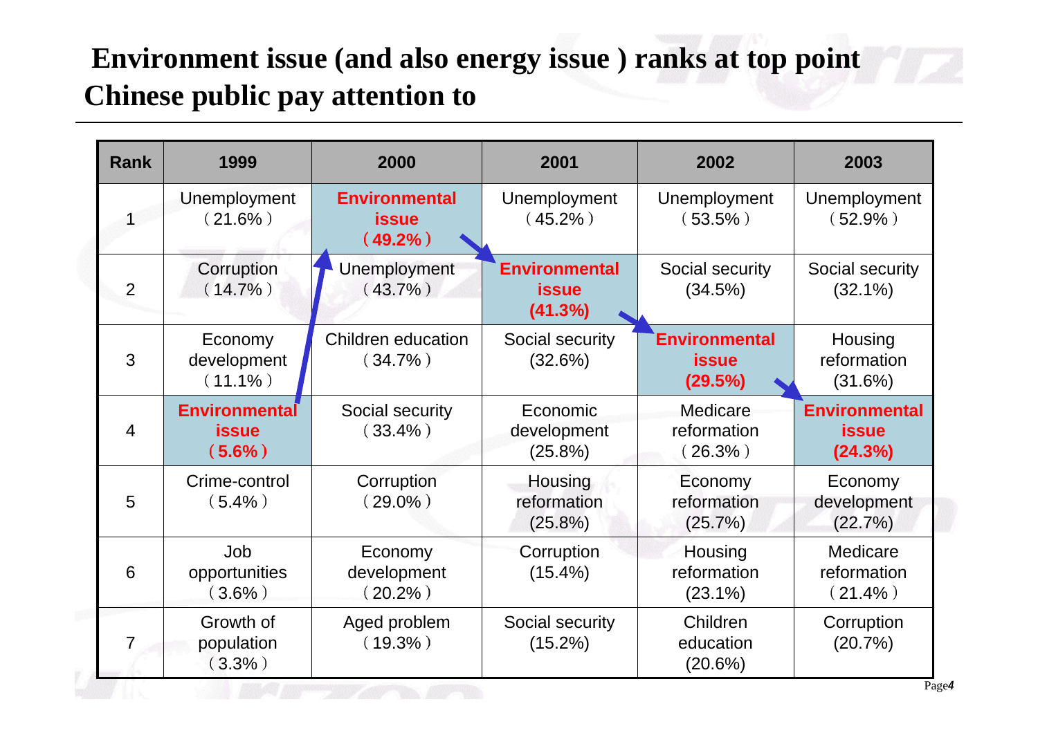# Environment issue (and also energy issue ) ranks at top point Chinese public pay attention to

| Rank | 1999 | 2000 | 2001 | 2002 | 2003 |
|---|---|---|---|---|---|
| 1 | Unemployment (21.6%) | **Environmental issue (49.2%)** | Unemployment (45.2%) | Unemployment (53.5%) | Unemployment (52.9%) |
| 2 | Corruption (14.7%) | Unemployment (43.7%) | **Environmental issue (41.3%)** | Social security (34.5%) | Social security (32.1%) |
| 3 | Economy development (11.1%) | Children education (34.7%) | Social security (32.6%) | **Environmental issue (29.5%)** | Housing reformation (31.6%) |
| 4 | **Environmental issue (5.6%)** | Social security (33.4%) | Economic development (25.8%) | Medicare reformation (26.3%) | **Environmental issue (24.3%)** |
| 5 | Crime-control (5.4%) | Corruption (29.0%) | Housing reformation (25.8%) | Economy reformation (25.7%) | Economy development (22.7%) |
| 6 | Job opportunities (3.6%) | Economy development (20.2%) | Corruption (15.4%) | Housing reformation (23.1%) | Medicare reformation (21.4%) |
| 7 | Growth of population (3.3%) | Aged problem (19.3%) | Social security (15.2%) | Children education (20.6%) | Corruption (20.7%) |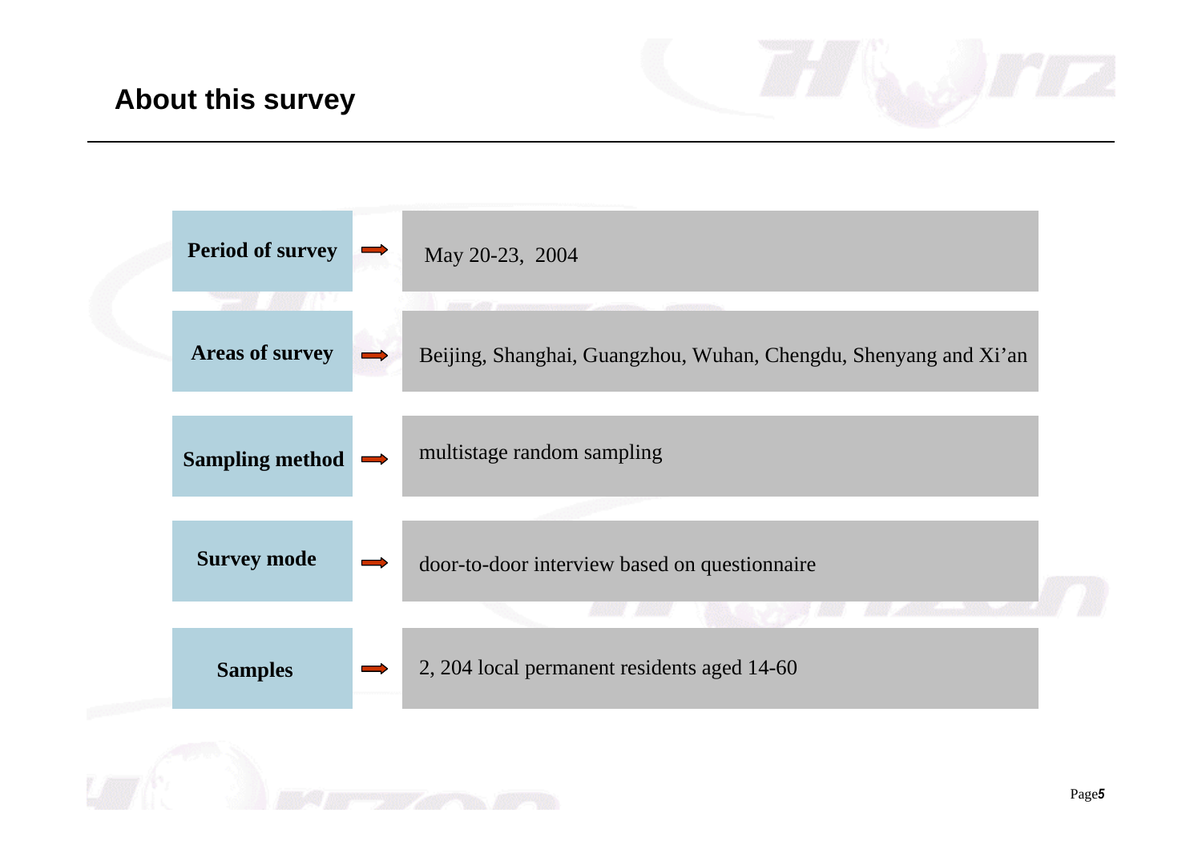## About this survey

| | |
|---|---|
| **Period of survey** | May 20-23, 2004 |
| **Areas of survey** | Beijing, Shanghai, Guangzhou, Wuhan, Chengdu, Shenyang and Xi'an |
| **Sampling method** | multistage random sampling |
| **Survey mode** | door-to-door interview based on questionnaire |
| **Samples** | 2, 204 local permanent residents aged 14-60 |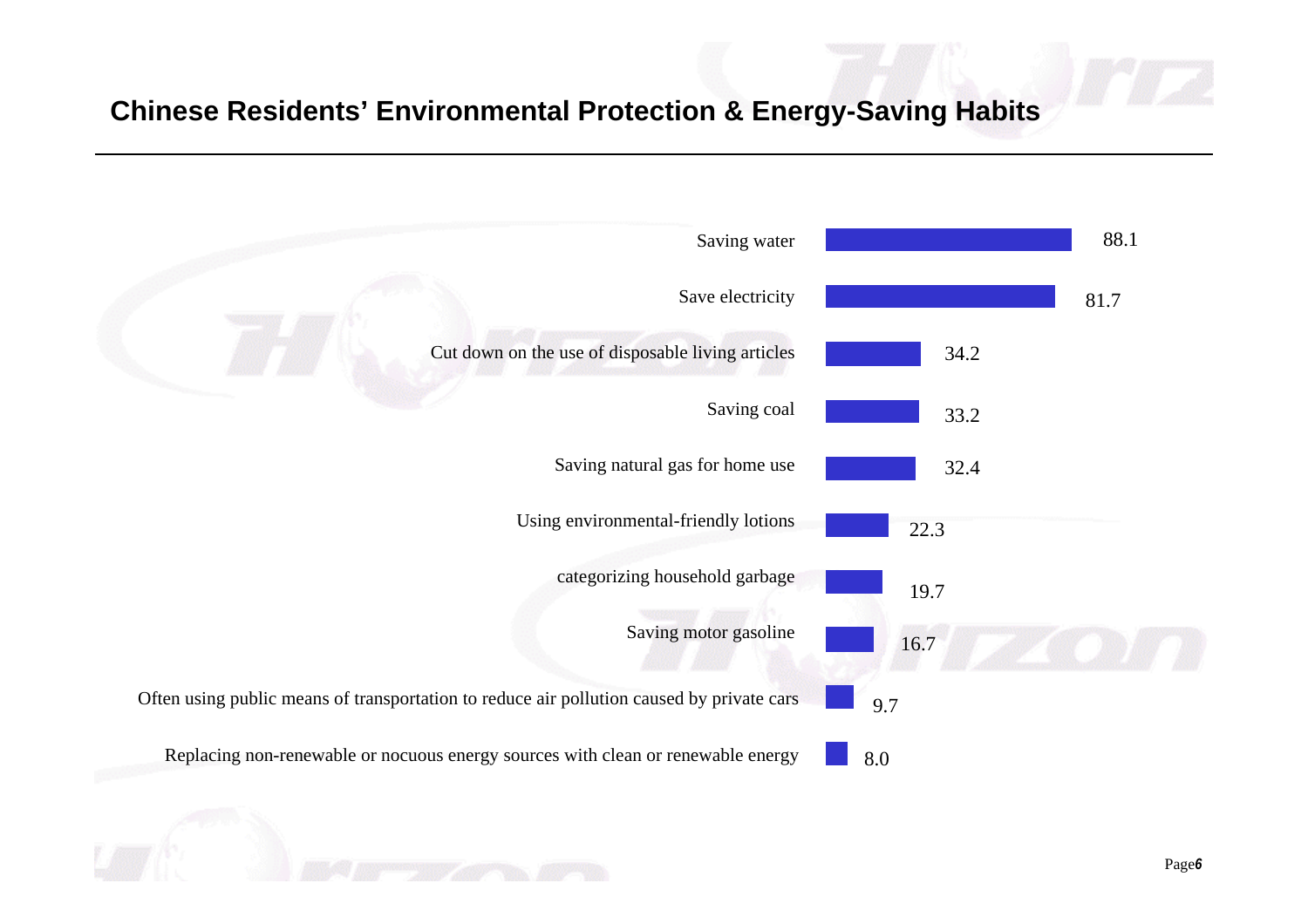# Chinese Residents' Environmental Protection & Energy-Saving Habits

| Habit | Value |
|---|---|
| Saving water | 88.1 |
| Save electricity | 81.7 |
| Cut down on the use of disposable living articles | 34.2 |
| Saving coal | 33.2 |
| Saving natural gas for home use | 32.4 |
| Using environmental-friendly lotions | 22.3 |
| categorizing household garbage | 19.7 |
| Saving motor gasoline | 16.7 |
| Often using public means of transportation to reduce air pollution caused by private cars | 9.7 |
| Replacing non-renewable or nocuous energy sources with clean or renewable energy | 8.0 |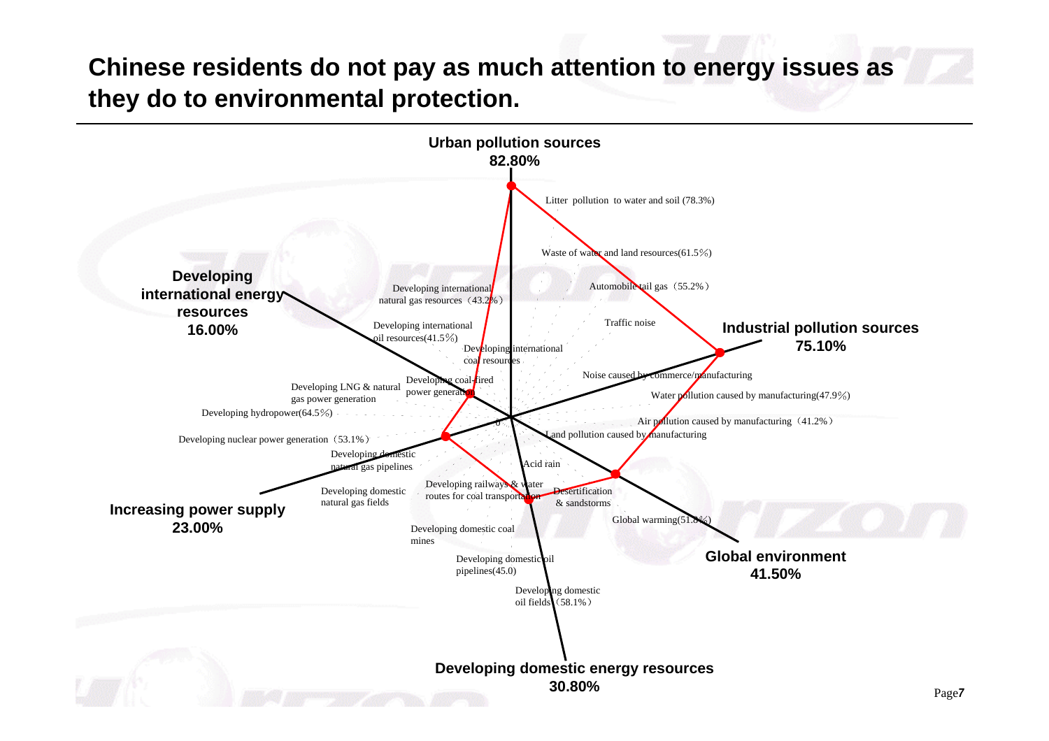# Chinese residents do not pay as much attention to energy issues as they do to environmental protection.

**Urban pollution sources 82.80%**

- Litter pollution to water and soil (78.3%)
- Waste of water and land resources(61.5%)
- Automobile tail gas（55.2%）
- Traffic noise

**Industrial pollution sources 75.10%**

- Noise caused by commerce/manufacturing
- Water pollution caused by manufacturing(47.9%)
- Air pollution caused by manufacturing（41.2%）
- Land pollution caused by manufacturing

**Global environment 41.50%**

- Acid rain
- Desertification & sandstorms
- Global warming(51.8%)

**Developing domestic energy resources 30.80%**

- Developing railways & water routes for coal transportation
- Developing domestic coal mines
- Developing domestic oil pipelines(45.0)
- Developing domestic oil fields（58.1%）

**Increasing power supply 23.00%**

- Developing nuclear power generation（53.1%）
- Developing domestic natural gas pipelines
- Developing domestic natural gas fields
- Developing hydropower(64.5%)
- Developing LNG & natural gas power generation
- Developing coal-fired power generation

**Developing international energy resources 16.00%**

- Developing international natural gas resources（43.2%）
- Developing international oil resources(41.5%)
- Developing international coal resources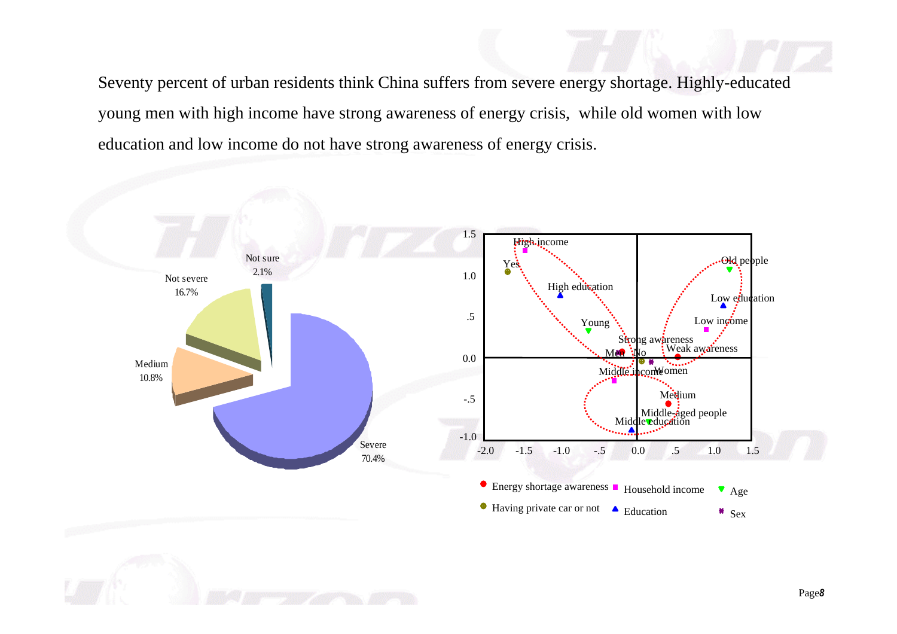Seventy percent of urban residents think China suffers from severe energy shortage. Highly-educated young men with high income have strong awareness of energy crisis, while old women with low education and low income do not have strong awareness of energy crisis.

Not sure 2.1%

Not severe 16.7%

Medium 10.8%

Severe 70.4%

High income, Yes, High education, Young, Strong awareness, Men, No, Middle income, Women, Old people, Low education, Low income, Weak awareness, Medium, Middle-aged people, Middle education

Energy shortage awareness · Household income · Age · Having private car or not · Education · Sex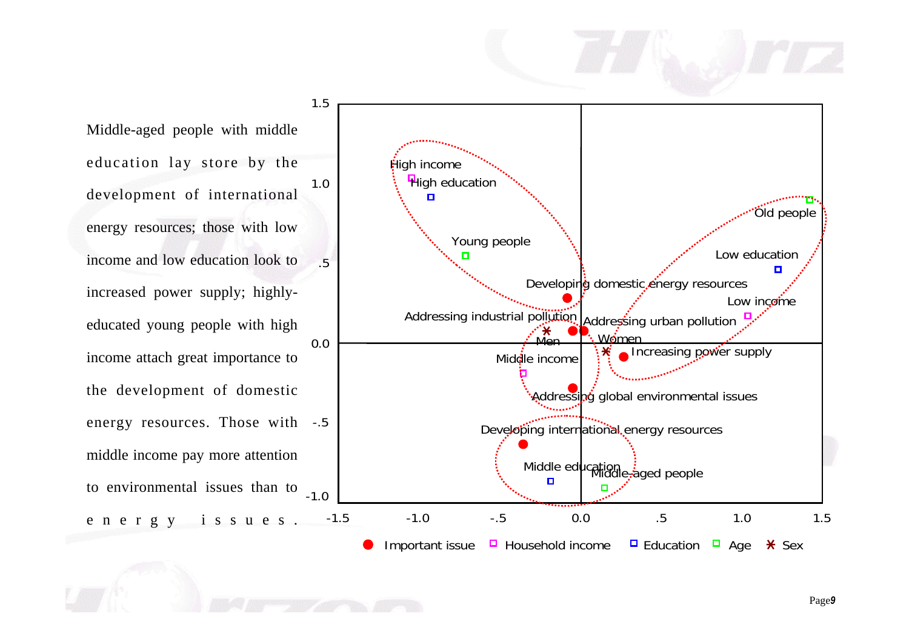Middle-aged people with middle education lay store by the development of international energy resources; those with low income and low education look to increased power supply; highly-educated young people with high income attach great importance to the development of domestic energy resources. Those with middle income pay more attention to environmental issues than to energy issues.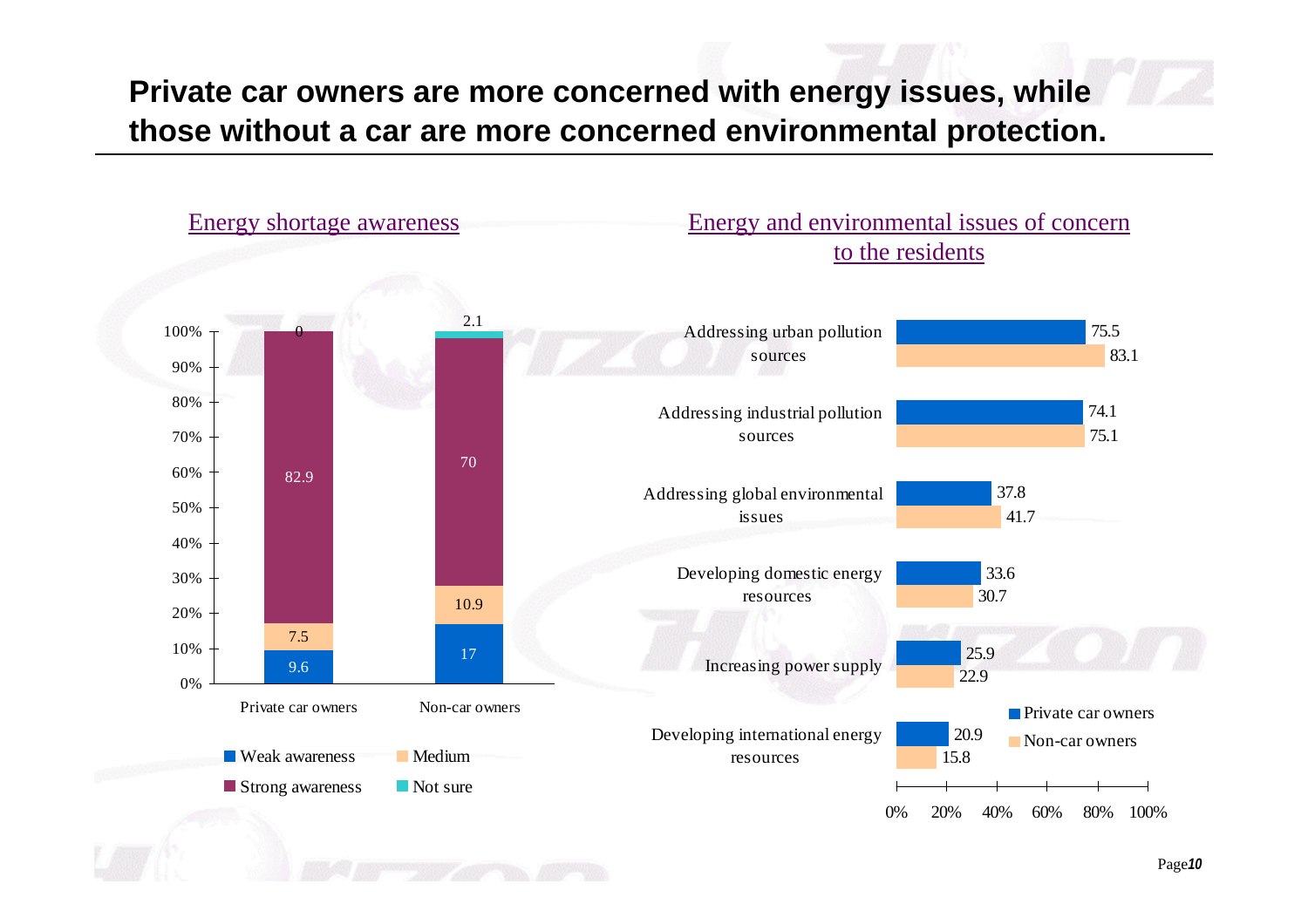# Private car owners are more concerned with energy issues, while those without a car are more concerned environmental protection.

## Energy shortage awareness

| | Private car owners | Non-car owners |
|---|---|---|
| Weak awareness | 9.6 | 17 |
| Medium | 7.5 | 10.9 |
| Strong awareness | 82.9 | 70 |
| Not sure | 0 | 2.1 |

## Energy and environmental issues of concern to the residents

| | Private car owners | Non-car owners |
|---|---|---|
| Addressing urban pollution sources | 75.5 | 83.1 |
| Addressing industrial pollution sources | 74.1 | 75.1 |
| Addressing global environmental issues | 37.8 | 41.7 |
| Developing domestic energy resources | 33.6 | 30.7 |
| Increasing power supply | 25.9 | 22.9 |
| Developing international energy resources | 20.9 | 15.8 |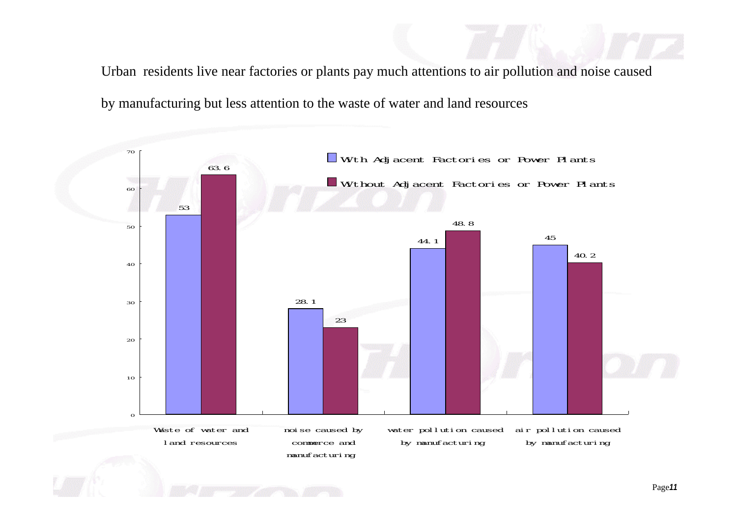Urban residents live near factories or plants pay much attentions to air pollution and noise caused by manufacturing but less attention to the waste of water and land resources

| | With Adjacent Factories or Power Plants | Without Adjacent Factories or Power Plants |
|---|---|---|
| Waste of water and land resources | 53 | 63.6 |
| noise caused by commerce and manufacturing | 28.1 | 23 |
| water pollution caused by manufacturing | 44.1 | 48.8 |
| air pollution caused by manufacturing | 45 | 40.2 |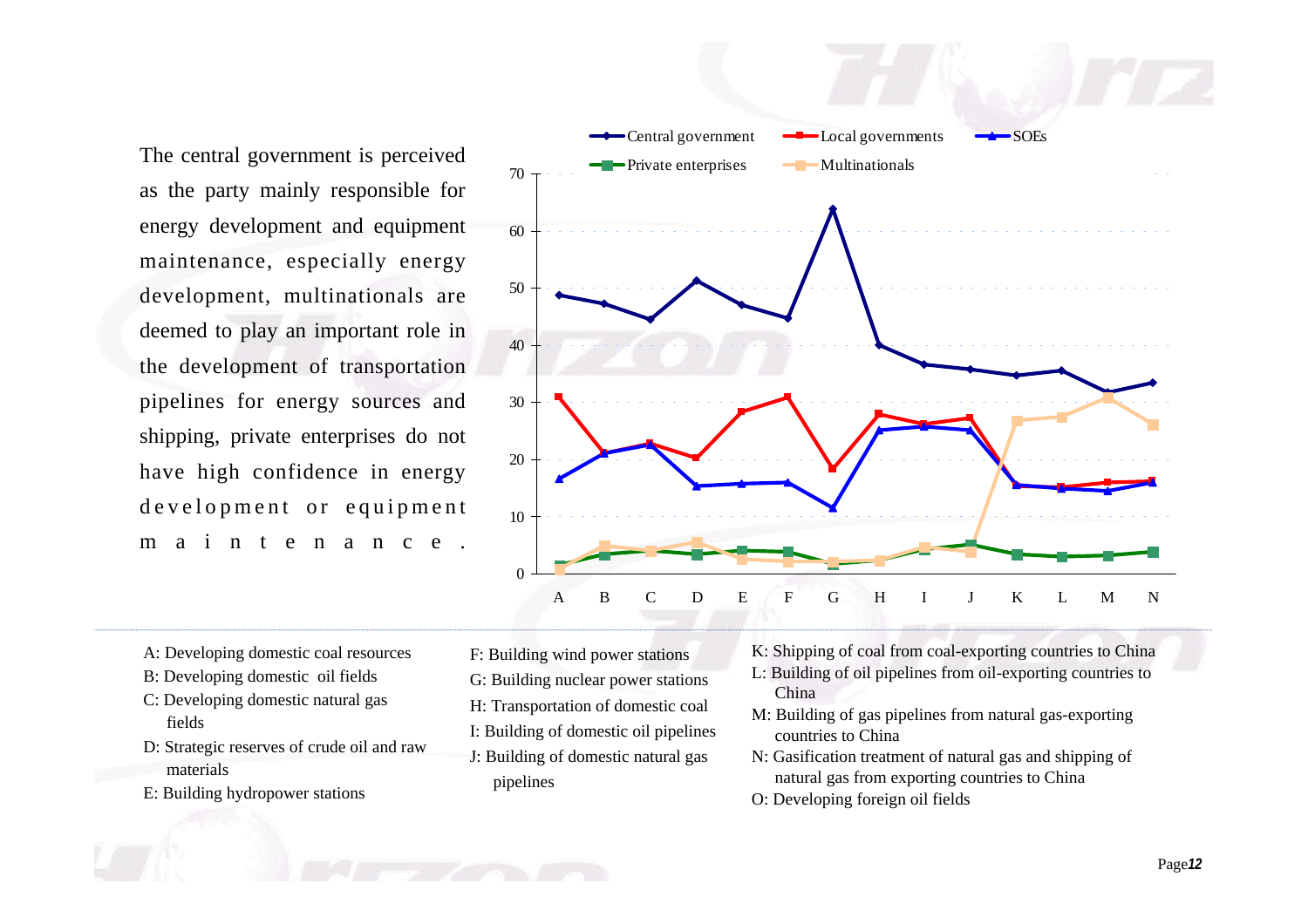The central government is perceived as the party mainly responsible for energy development and equipment maintenance, especially energy development, multinationals are deemed to play an important role in the development of transportation pipelines for energy sources and shipping, private enterprises do not have high confidence in energy development or equipment maintenance.

Central government | Local governments | SOEs | Private enterprises | Multinationals

A: Developing domestic coal resources
B: Developing domestic oil fields
C: Developing domestic natural gas fields
D: Strategic reserves of crude oil and raw materials
E: Building hydropower stations
F: Building wind power stations
G: Building nuclear power stations
H: Transportation of domestic coal
I: Building of domestic oil pipelines
J: Building of domestic natural gas pipelines
K: Shipping of coal from coal-exporting countries to China
L: Building of oil pipelines from oil-exporting countries to China
M: Building of gas pipelines from natural gas-exporting countries to China
N: Gasification treatment of natural gas and shipping of natural gas from exporting countries to China
O: Developing foreign oil fields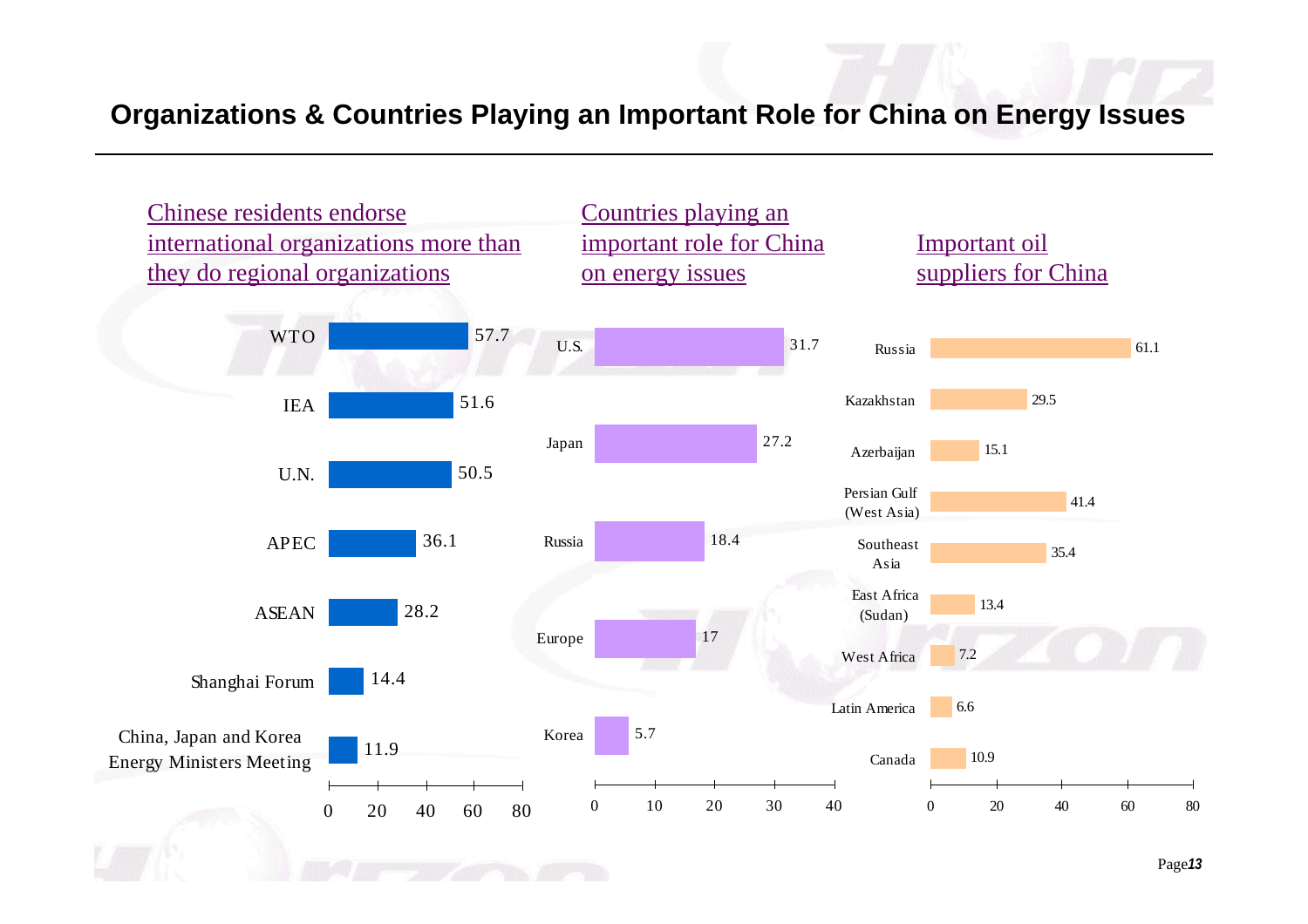# Organizations & Countries Playing an Important Role for China on Energy Issues

## Chinese residents endorse international organizations more than they do regional organizations

| Organization | Value |
|---|---|
| WTO | 57.7 |
| IEA | 51.6 |
| U.N. | 50.5 |
| APEC | 36.1 |
| ASEAN | 28.2 |
| Shanghai Forum | 14.4 |
| China, Japan and Korea Energy Ministers Meeting | 11.9 |

## Countries playing an important role for China on energy issues

| Country | Value |
|---|---|
| U.S. | 31.7 |
| Japan | 27.2 |
| Russia | 18.4 |
| Europe | 17 |
| Korea | 5.7 |

## Important oil suppliers for China

| Supplier | Value |
|---|---|
| Russia | 61.1 |
| Kazakhstan | 29.5 |
| Azerbaijan | 15.1 |
| Persian Gulf (West Asia) | 41.4 |
| Southeast Asia | 35.4 |
| East Africa (Sudan) | 13.4 |
| West Africa | 7.2 |
| Latin America | 6.6 |
| Canada | 10.9 |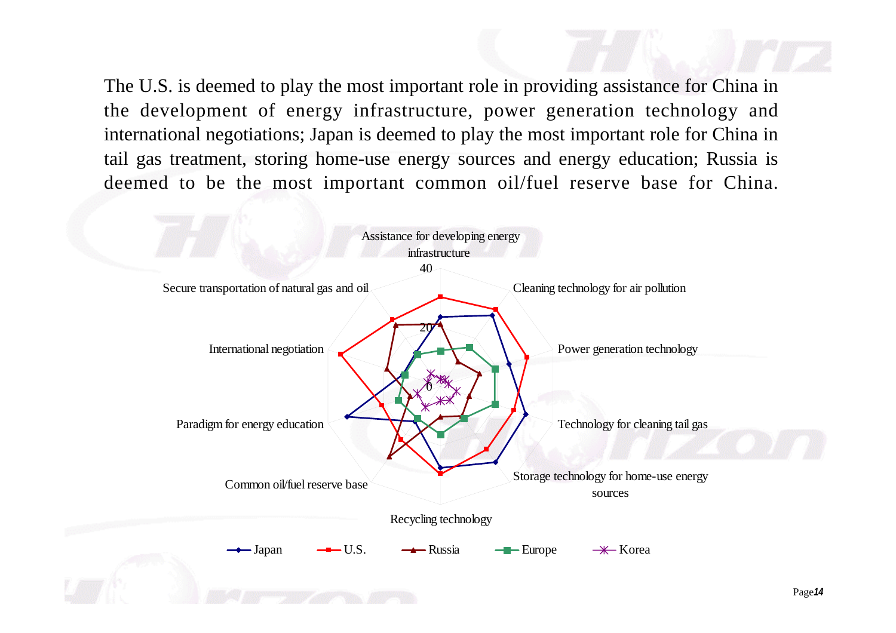The U.S. is deemed to play the most important role in providing assistance for China in the development of energy infrastructure, power generation technology and international negotiations; Japan is deemed to play the most important role for China in tail gas treatment, storing home-use energy sources and energy education; Russia is deemed to be the most important common oil/fuel reserve base for China.

Assistance for developing energy infrastructure

40

20

0

Cleaning technology for air pollution

Power generation technology

Technology for cleaning tail gas

Storage technology for home-use energy sources

Recycling technology

Common oil/fuel reserve base

Paradigm for energy education

International negotiation

Secure transportation of natural gas and oil

Japan U.S. Russia Europe Korea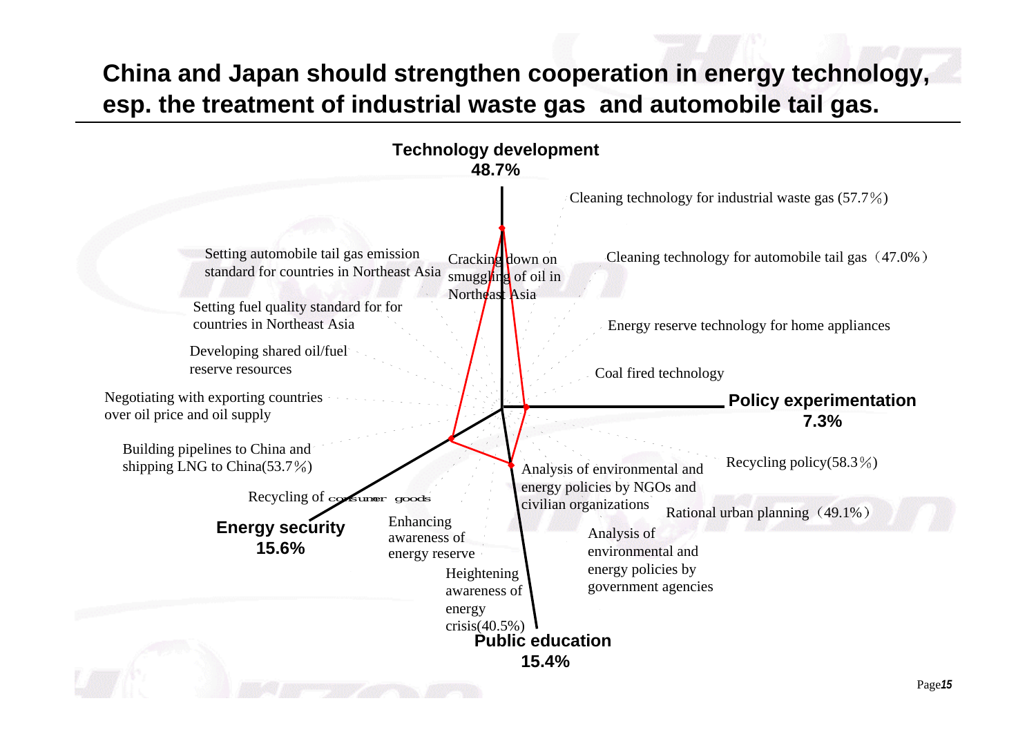# China and Japan should strengthen cooperation in energy technology, esp. the treatment of industrial waste gas and automobile tail gas.

**Technology development**
**48.7%**

- Cleaning technology for industrial waste gas (57.7％)
- Cleaning technology for automobile tail gas（47.0%）
- Energy reserve technology for home appliances
- Coal fired technology
- Cracking down on smuggling of oil in Northeast Asia
- Setting automobile tail gas emission standard for countries in Northeast Asia
- Setting fuel quality standard for for countries in Northeast Asia

**Policy experimentation**
**7.3%**

- Recycling policy(58.3％)
- Rational urban planning（49.1%）
- Analysis of environmental and energy policies by government agencies
- Analysis of environmental and energy policies by NGOs and civilian organizations

**Public education**
**15.4%**

- Heightening awareness of energy crisis(40.5%)
- Enhancing awareness of energy reserve
- Recycling of consumer goods

**Energy security**
**15.6%**

- Building pipelines to China and shipping LNG to China(53.7％)
- Negotiating with exporting countries over oil price and oil supply
- Developing shared oil/fuel reserve resources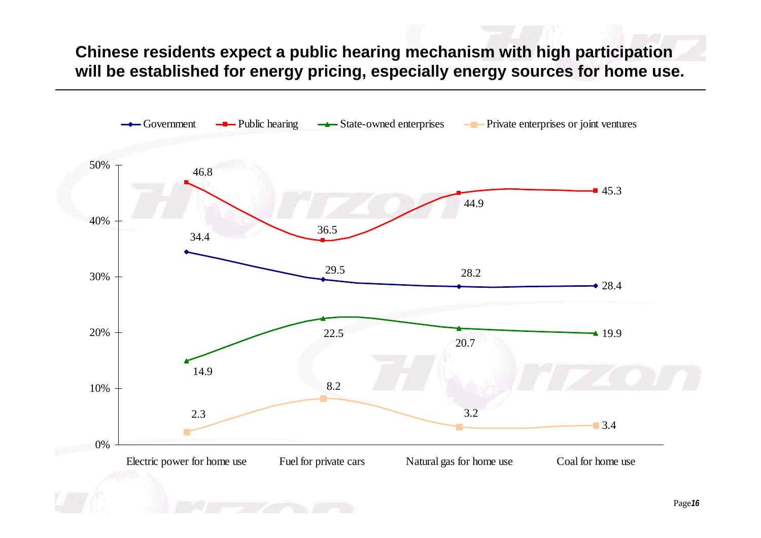## Chinese residents expect a public hearing mechanism with high participation will be established for energy pricing, especially energy sources for home use.

| | Government | Public hearing | State-owned enterprises | Private enterprises or joint ventures |
|---|---|---|---|---|
| Electric power for home use | 34.4 | 46.8 | 14.9 | 2.3 |
| Fuel for private cars | 29.5 | 36.5 | 22.5 | 8.2 |
| Natural gas for home use | 28.2 | 44.9 | 20.7 | 3.2 |
| Coal for home use | 28.4 | 45.3 | 19.9 | 3.4 |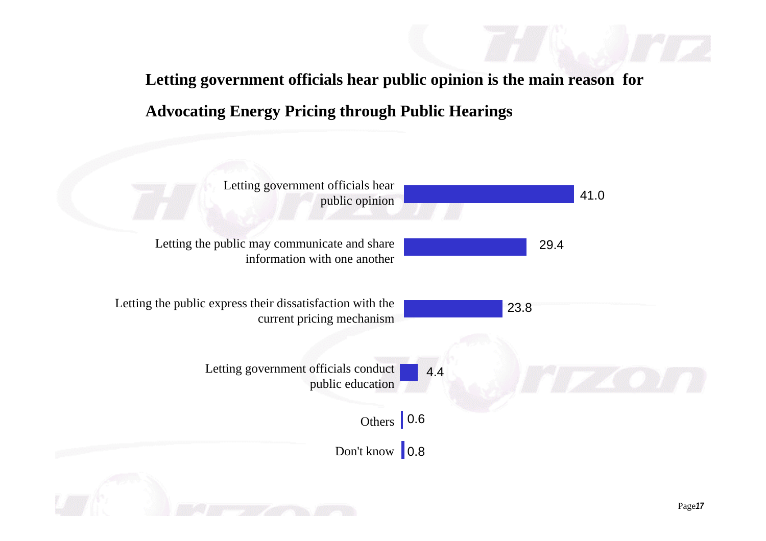## Letting government officials hear public opinion is the main reason for Advocating Energy Pricing through Public Hearings

| Reason | % |
|---|---|
| Letting government officials hear public opinion | 41.0 |
| Letting the public may communicate and share information with one another | 29.4 |
| Letting the public express their dissatisfaction with the current pricing mechanism | 23.8 |
| Letting government officials conduct public education | 4.4 |
| Others | 0.6 |
| Don't know | 0.8 |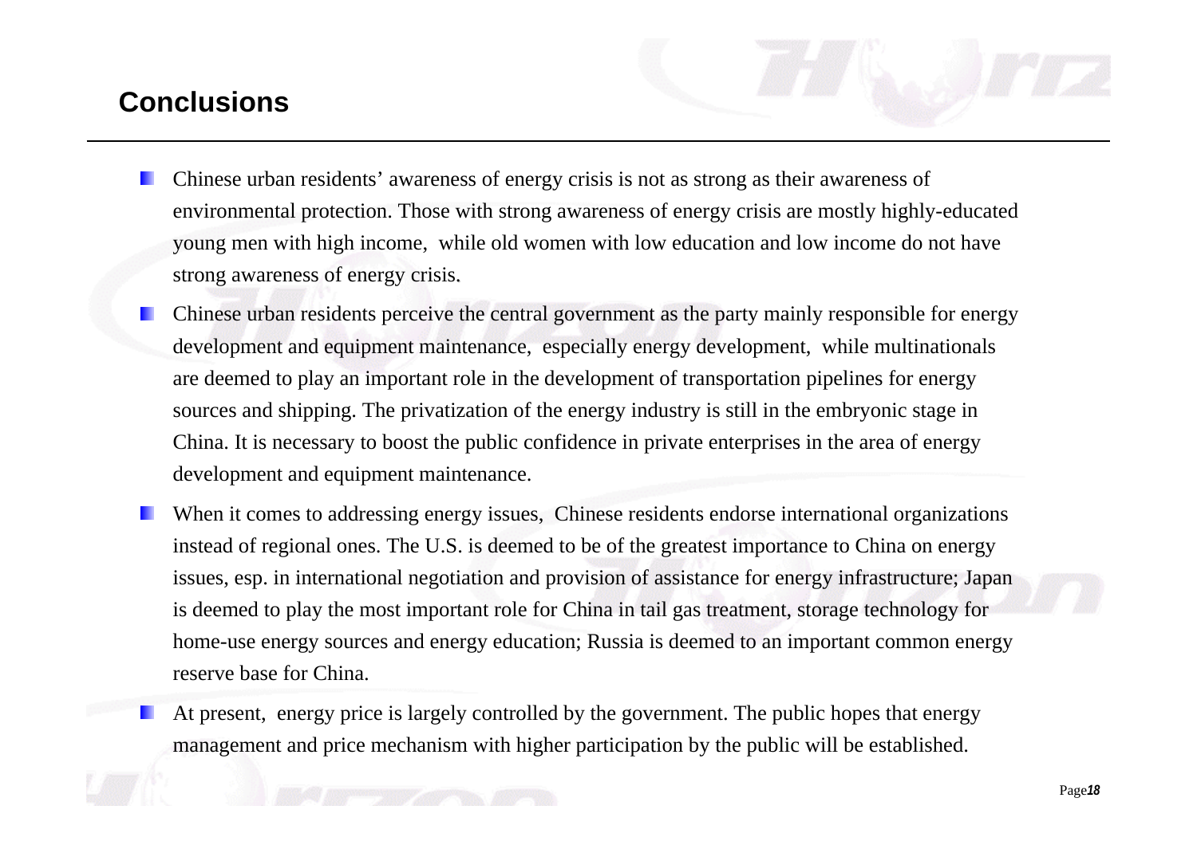## Conclusions

- Chinese urban residents’ awareness of energy crisis is not as strong as their awareness of environmental protection. Those with strong awareness of energy crisis are mostly highly-educated young men with high income, while old women with low education and low income do not have strong awareness of energy crisis.
- Chinese urban residents perceive the central government as the party mainly responsible for energy development and equipment maintenance, especially energy development, while multinationals are deemed to play an important role in the development of transportation pipelines for energy sources and shipping. The privatization of the energy industry is still in the embryonic stage in China. It is necessary to boost the public confidence in private enterprises in the area of energy development and equipment maintenance.
- When it comes to addressing energy issues, Chinese residents endorse international organizations instead of regional ones. The U.S. is deemed to be of the greatest importance to China on energy issues, esp. in international negotiation and provision of assistance for energy infrastructure; Japan is deemed to play the most important role for China in tail gas treatment, storage technology for home-use energy sources and energy education; Russia is deemed to an important common energy reserve base for China.
- At present, energy price is largely controlled by the government. The public hopes that energy management and price mechanism with higher participation by the public will be established.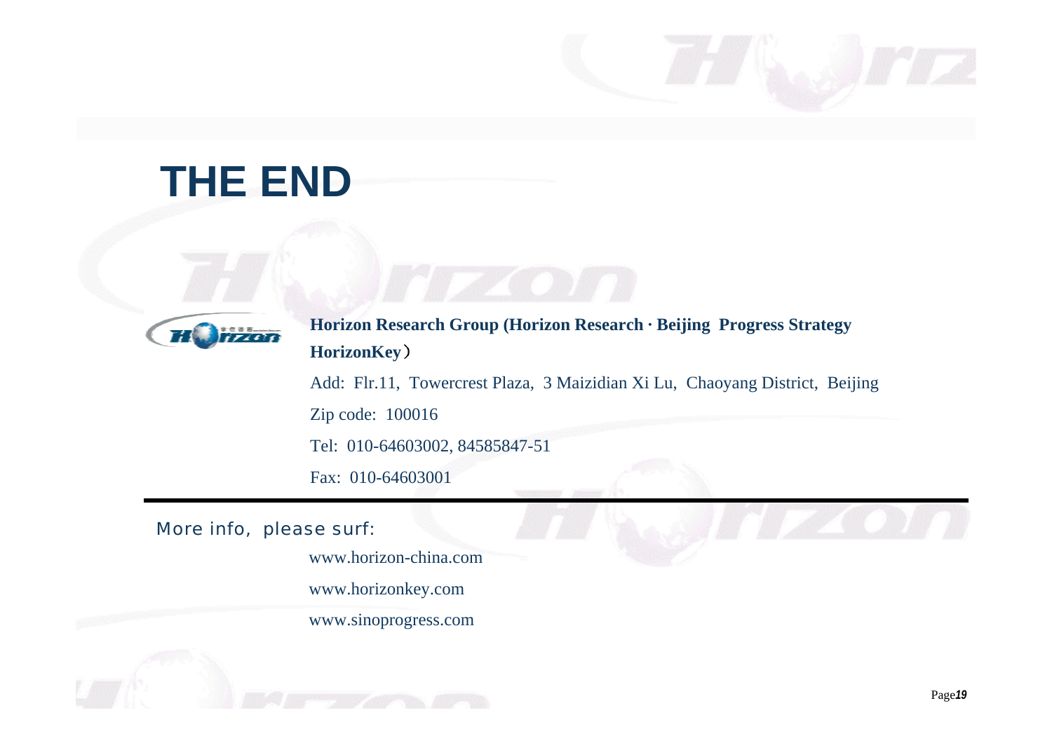# THE END

**Horizon Research Group (Horizon Research · Beijing Progress Strategy HorizonKey）**

Add: Flr.11, Towercrest Plaza, 3 Maizidian Xi Lu, Chaoyang District, Beijing

Zip code: 100016

Tel: 010-64603002, 84585847-51

Fax: 010-64603001

More info, please surf:

www.horizon-china.com

www.horizonkey.com

www.sinoprogress.com